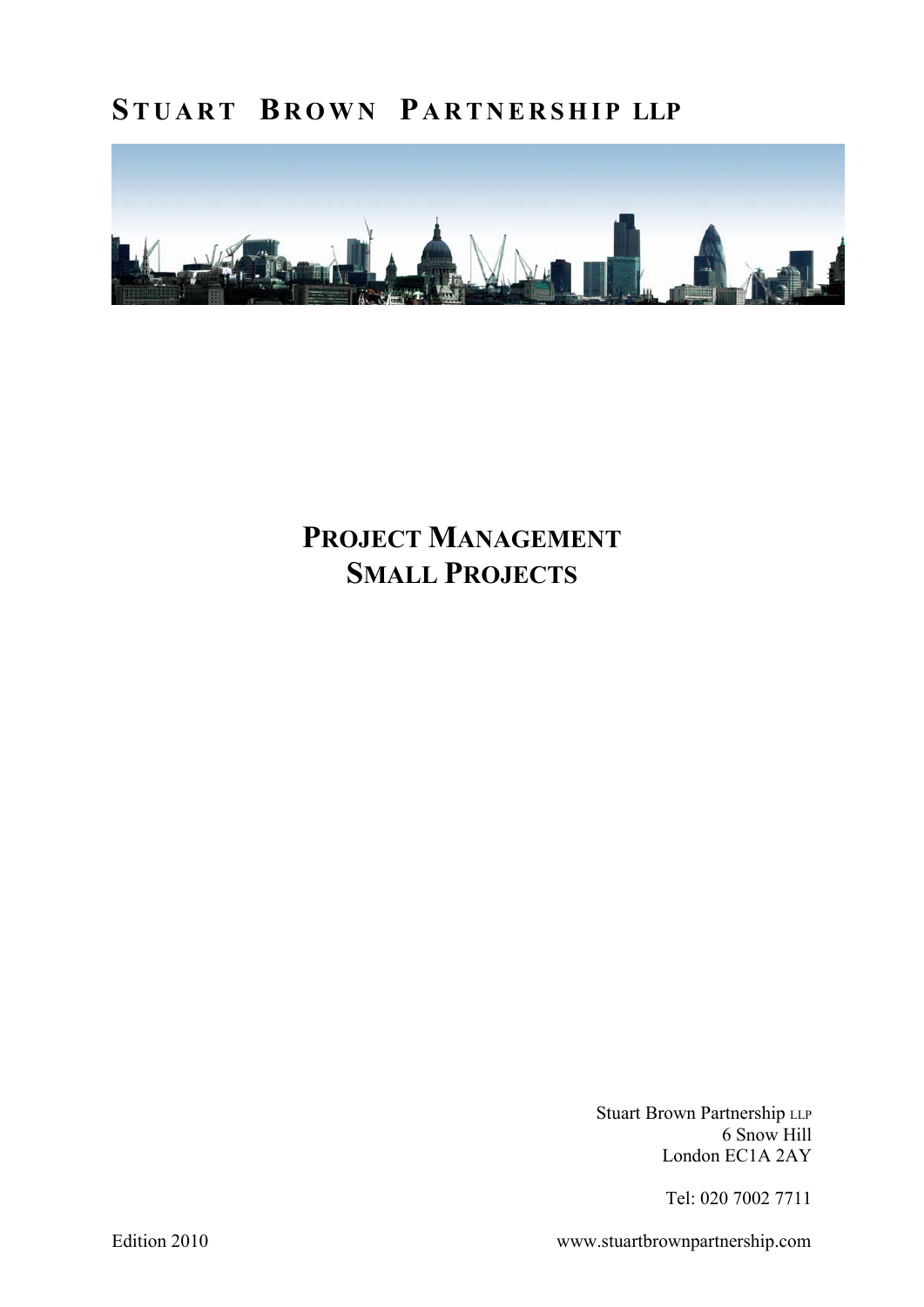# STUART BROWN PARTNERSHIP LLP

## PROJECT MANAGEMENT
## SMALL PROJECTS

Stuart Brown Partnership LLP
6 Snow Hill
London EC1A 2AY

Tel: 020 7002 7711

Edition 2010

www.stuartbrownpartnership.com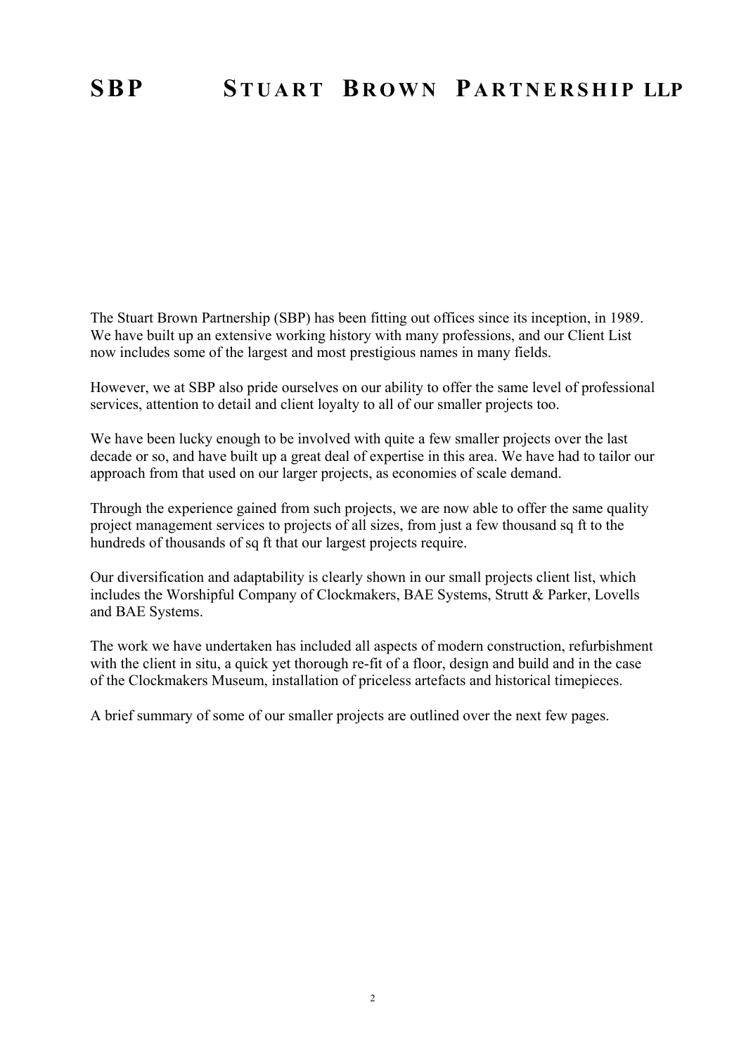# SBP STUART BROWN PARTNERSHIP LLP

The Stuart Brown Partnership (SBP) has been fitting out offices since its inception, in 1989. We have built up an extensive working history with many professions, and our Client List now includes some of the largest and most prestigious names in many fields.

However, we at SBP also pride ourselves on our ability to offer the same level of professional services, attention to detail and client loyalty to all of our smaller projects too.

We have been lucky enough to be involved with quite a few smaller projects over the last decade or so, and have built up a great deal of expertise in this area. We have had to tailor our approach from that used on our larger projects, as economies of scale demand.

Through the experience gained from such projects, we are now able to offer the same quality project management services to projects of all sizes, from just a few thousand sq ft to the hundreds of thousands of sq ft that our largest projects require.

Our diversification and adaptability is clearly shown in our small projects client list, which includes the Worshipful Company of Clockmakers, BAE Systems, Strutt & Parker, Lovells and BAE Systems.

The work we have undertaken has included all aspects of modern construction, refurbishment with the client in situ, a quick yet thorough re-fit of a floor, design and build and in the case of the Clockmakers Museum, installation of priceless artefacts and historical timepieces.

A brief summary of some of our smaller projects are outlined over the next few pages.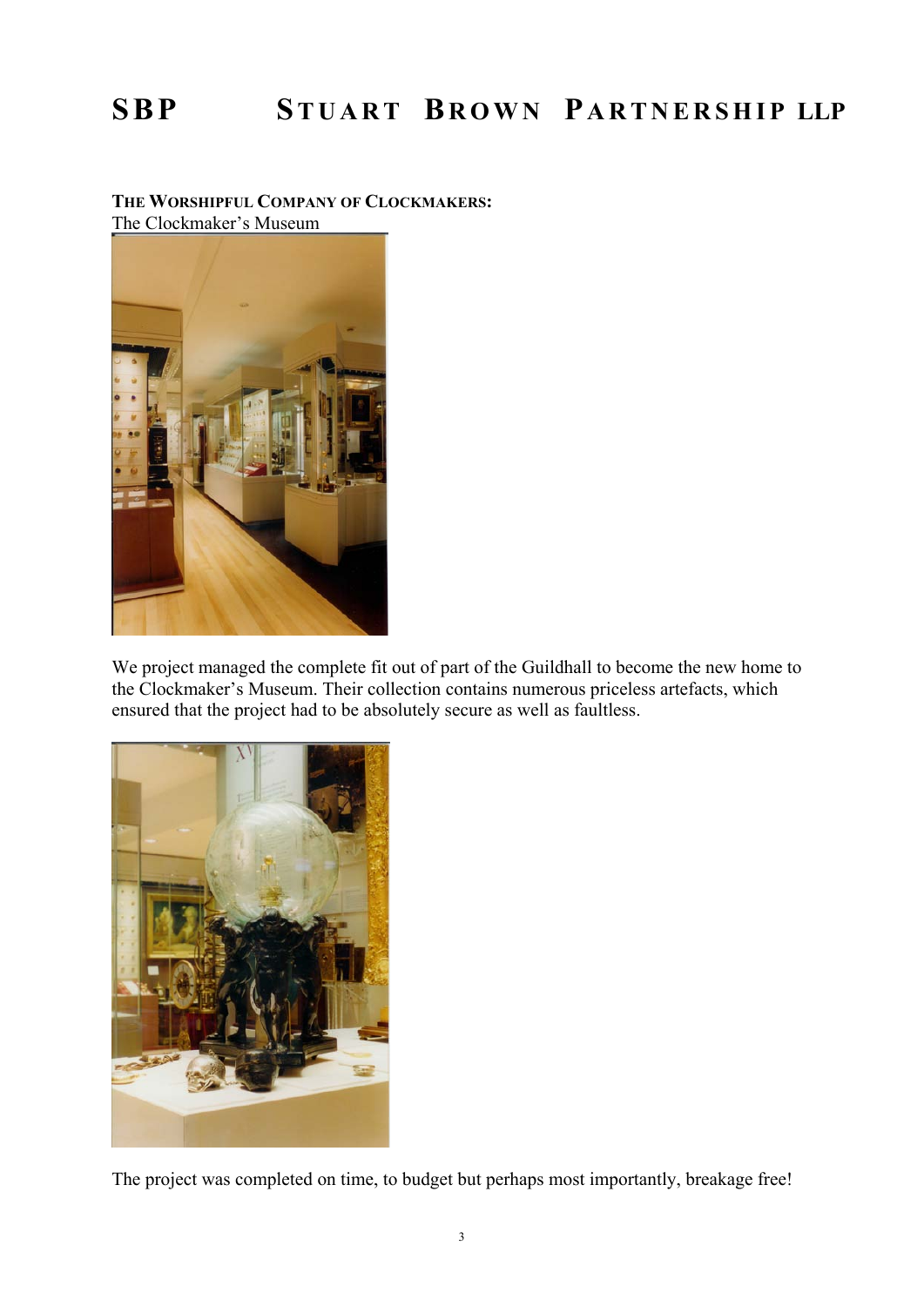**THE WORSHIPFUL COMPANY OF CLOCKMAKERS:**

The Clockmaker's Museum

We project managed the complete fit out of part of the Guildhall to become the new home to the Clockmaker's Museum. Their collection contains numerous priceless artefacts, which ensured that the project had to be absolutely secure as well as faultless.

The project was completed on time, to budget but perhaps most importantly, breakage free!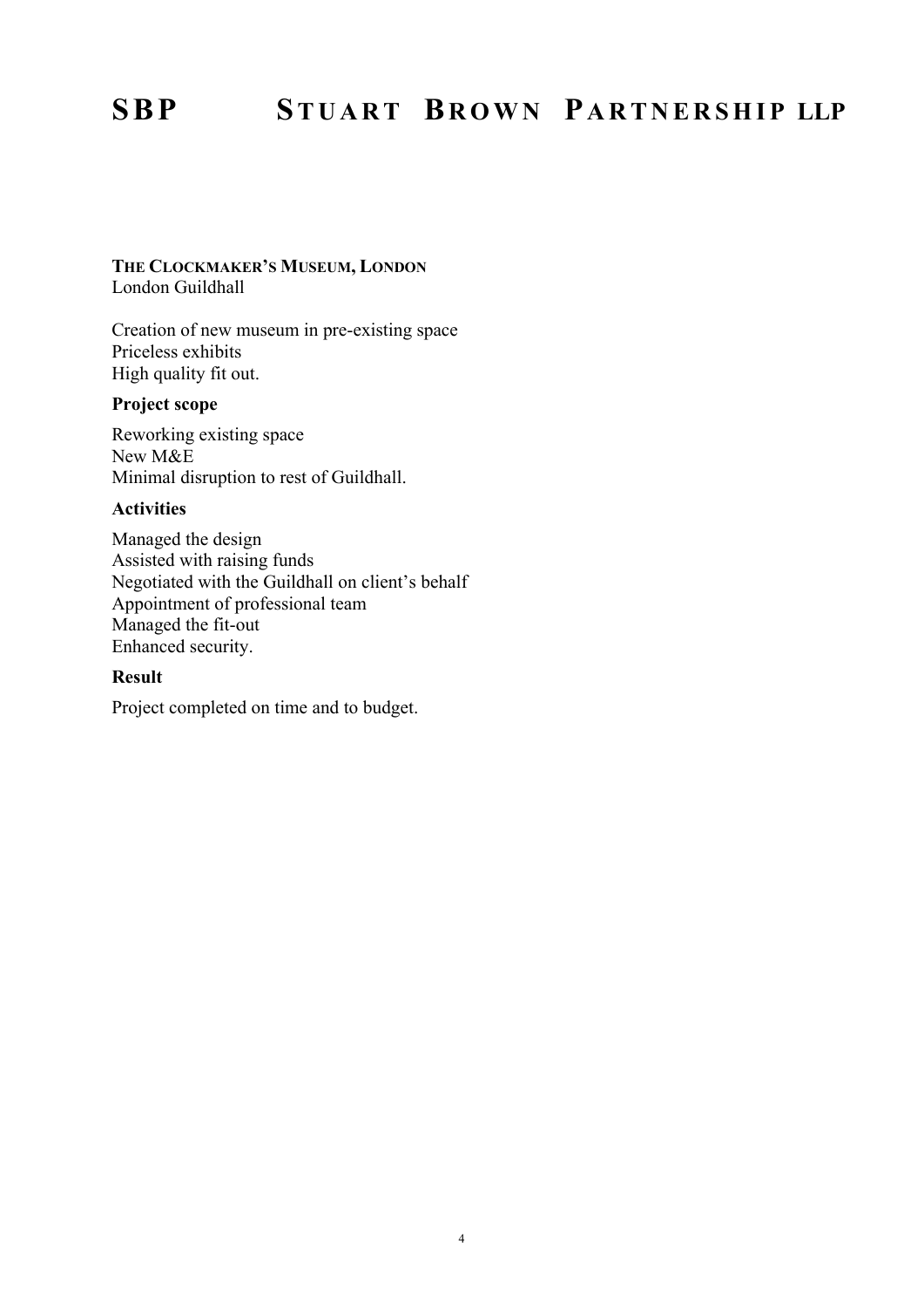# SBP STUART BROWN PARTNERSHIP LLP

**THE CLOCKMAKER'S MUSEUM, LONDON**
London Guildhall

Creation of new museum in pre-existing space
Priceless exhibits
High quality fit out.

**Project scope**

Reworking existing space
New M&E
Minimal disruption to rest of Guildhall.

**Activities**

Managed the design
Assisted with raising funds
Negotiated with the Guildhall on client's behalf
Appointment of professional team
Managed the fit-out
Enhanced security.

**Result**

Project completed on time and to budget.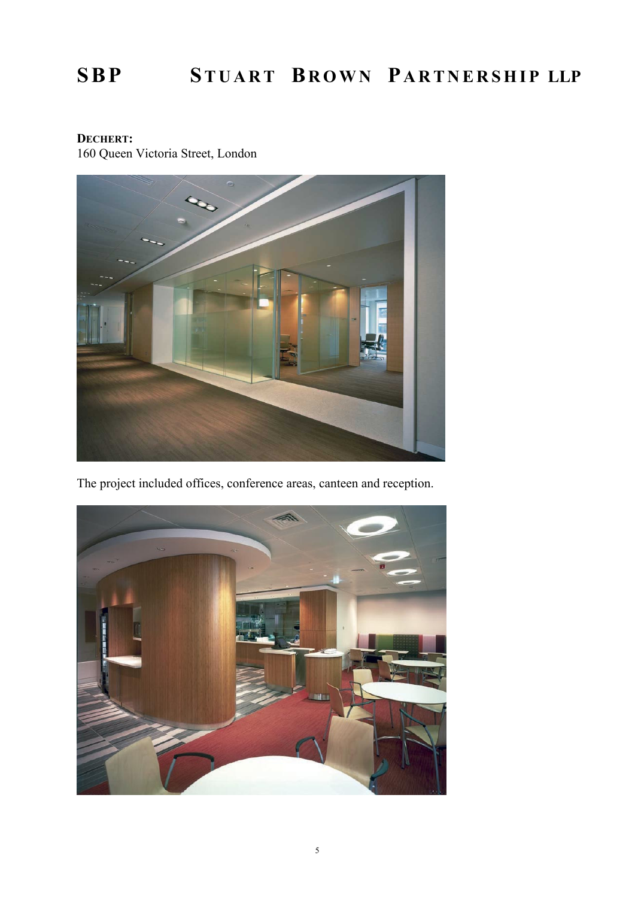**DECHERT:**
160 Queen Victoria Street, London

The project included offices, conference areas, canteen and reception.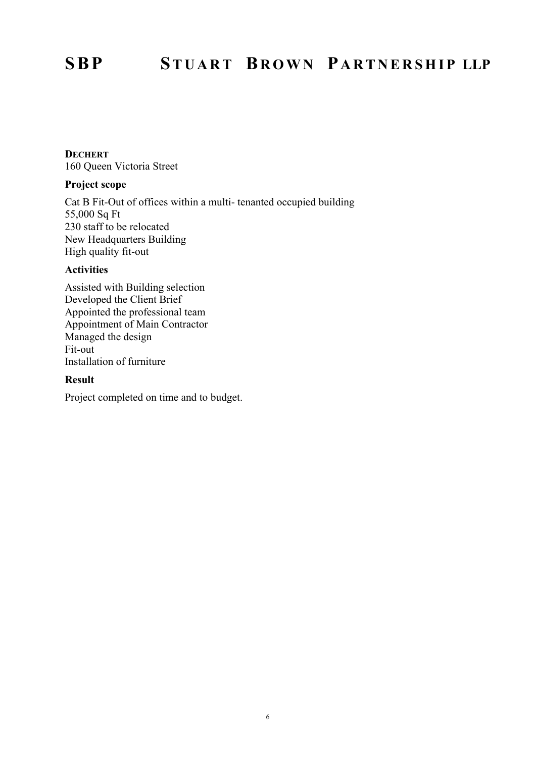**DECHERT**
160 Queen Victoria Street

**Project scope**

Cat B Fit-Out of offices within a multi- tenanted occupied building
55,000 Sq Ft
230 staff to be relocated
New Headquarters Building
High quality fit-out

**Activities**

Assisted with Building selection
Developed the Client Brief
Appointed the professional team
Appointment of Main Contractor
Managed the design
Fit-out
Installation of furniture

**Result**

Project completed on time and to budget.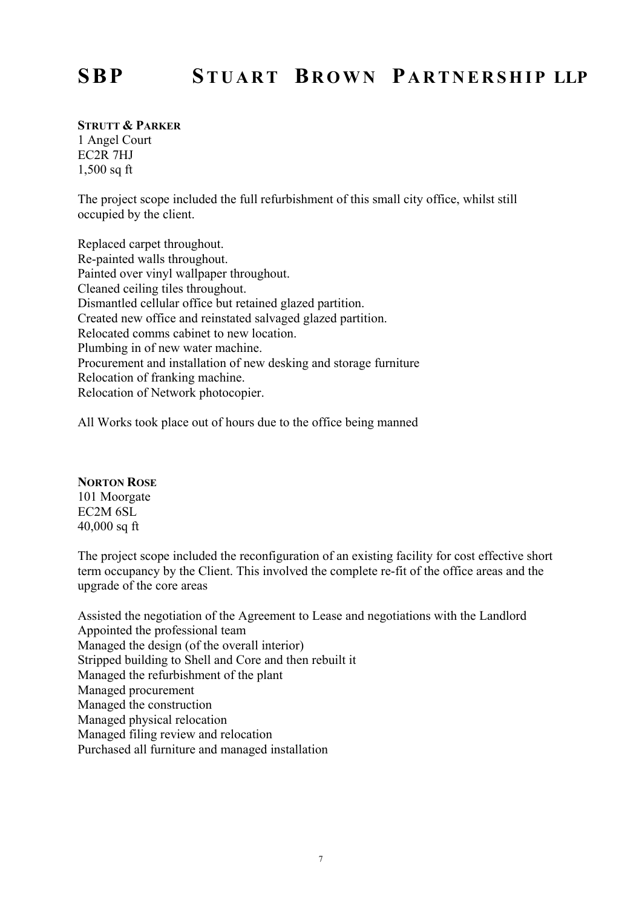# SBP STUART BROWN PARTNERSHIP LLP

**STRUTT & PARKER**
1 Angel Court
EC2R 7HJ
1,500 sq ft

The project scope included the full refurbishment of this small city office, whilst still occupied by the client.

Replaced carpet throughout.
Re-painted walls throughout.
Painted over vinyl wallpaper throughout.
Cleaned ceiling tiles throughout.
Dismantled cellular office but retained glazed partition.
Created new office and reinstated salvaged glazed partition.
Relocated comms cabinet to new location.
Plumbing in of new water machine.
Procurement and installation of new desking and storage furniture
Relocation of franking machine.
Relocation of Network photocopier.

All Works took place out of hours due to the office being manned

**NORTON ROSE**
101 Moorgate
EC2M 6SL
40,000 sq ft

The project scope included the reconfiguration of an existing facility for cost effective short term occupancy by the Client. This involved the complete re-fit of the office areas and the upgrade of the core areas

Assisted the negotiation of the Agreement to Lease and negotiations with the Landlord
Appointed the professional team
Managed the design (of the overall interior)
Stripped building to Shell and Core and then rebuilt it
Managed the refurbishment of the plant
Managed procurement
Managed the construction
Managed physical relocation
Managed filing review and relocation
Purchased all furniture and managed installation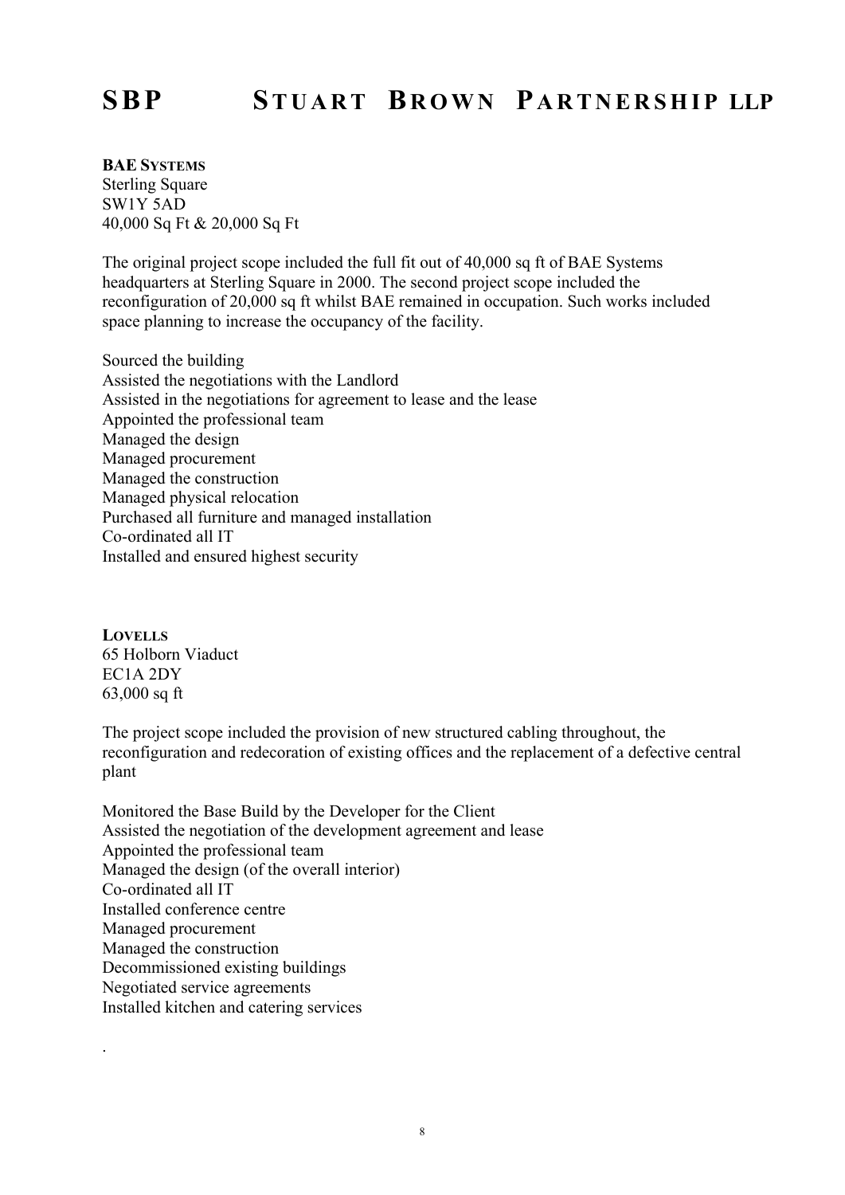**BAE SYSTEMS**
Sterling Square
SW1Y 5AD
40,000 Sq Ft & 20,000 Sq Ft

The original project scope included the full fit out of 40,000 sq ft of BAE Systems headquarters at Sterling Square in 2000. The second project scope included the reconfiguration of 20,000 sq ft whilst BAE remained in occupation. Such works included space planning to increase the occupancy of the facility.

Sourced the building
Assisted the negotiations with the Landlord
Assisted in the negotiations for agreement to lease and the lease
Appointed the professional team
Managed the design
Managed procurement
Managed the construction
Managed physical relocation
Purchased all furniture and managed installation
Co-ordinated all IT
Installed and ensured highest security

**LOVELLS**
65 Holborn Viaduct
EC1A 2DY
63,000 sq ft

The project scope included the provision of new structured cabling throughout, the reconfiguration and redecoration of existing offices and the replacement of a defective central plant

Monitored the Base Build by the Developer for the Client
Assisted the negotiation of the development agreement and lease
Appointed the professional team
Managed the design (of the overall interior)
Co-ordinated all IT
Installed conference centre
Managed procurement
Managed the construction
Decommissioned existing buildings
Negotiated service agreements
Installed kitchen and catering services

.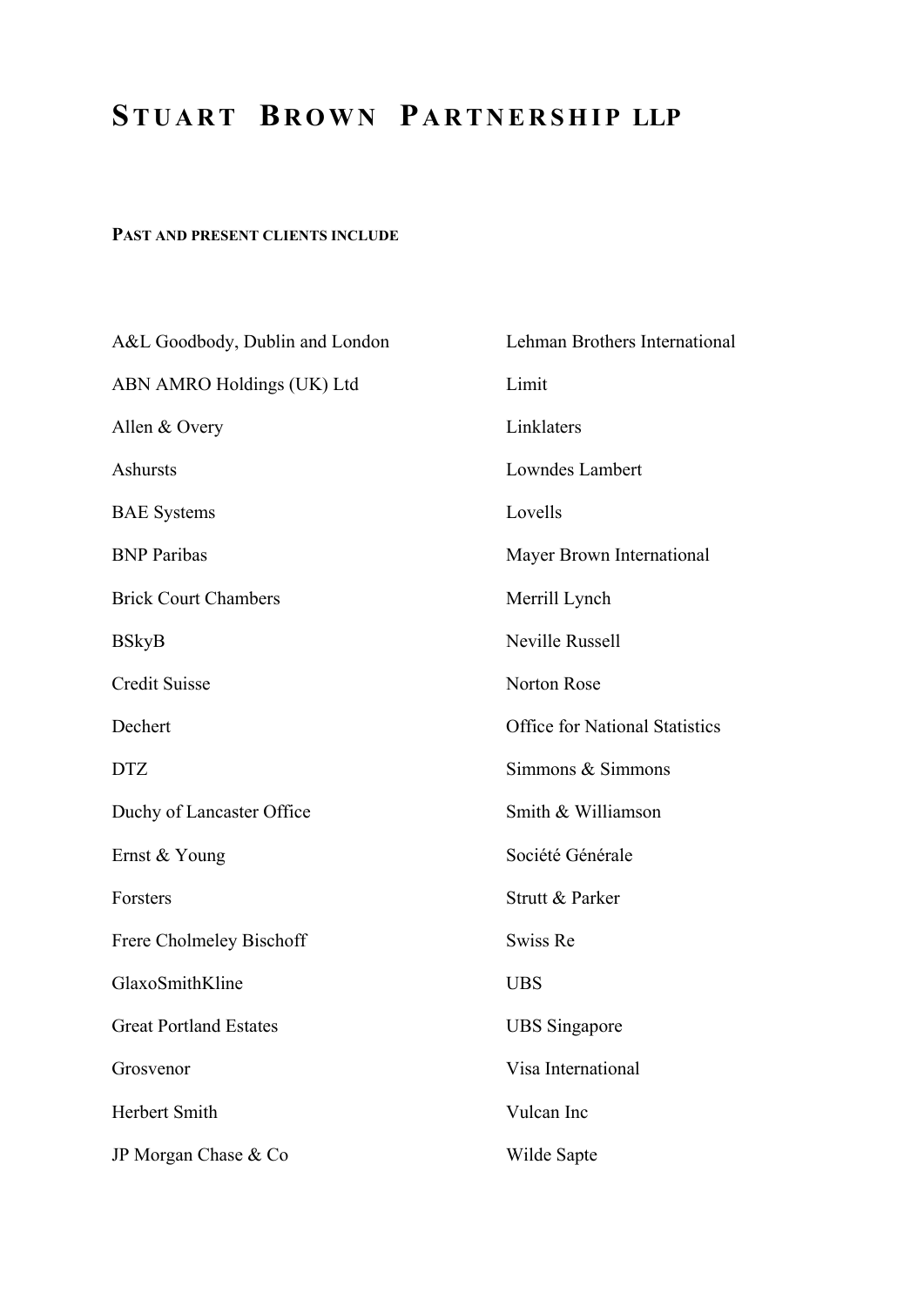# STUART BROWN PARTNERSHIP LLP

**PAST AND PRESENT CLIENTS INCLUDE**

A&L Goodbody, Dublin and London

ABN AMRO Holdings (UK) Ltd

Allen & Overy

Ashursts

BAE Systems

BNP Paribas

Brick Court Chambers

BSkyB

Credit Suisse

Dechert

DTZ

Duchy of Lancaster Office

Ernst & Young

Forsters

Frere Cholmeley Bischoff

GlaxoSmithKline

Great Portland Estates

Grosvenor

Herbert Smith

JP Morgan Chase & Co

Lehman Brothers International

Limit

Linklaters

Lowndes Lambert

Lovells

Mayer Brown International

Merrill Lynch

Neville Russell

Norton Rose

Office for National Statistics

Simmons & Simmons

Smith & Williamson

Société Générale

Strutt & Parker

Swiss Re

UBS

UBS Singapore

Visa International

Vulcan Inc

Wilde Sapte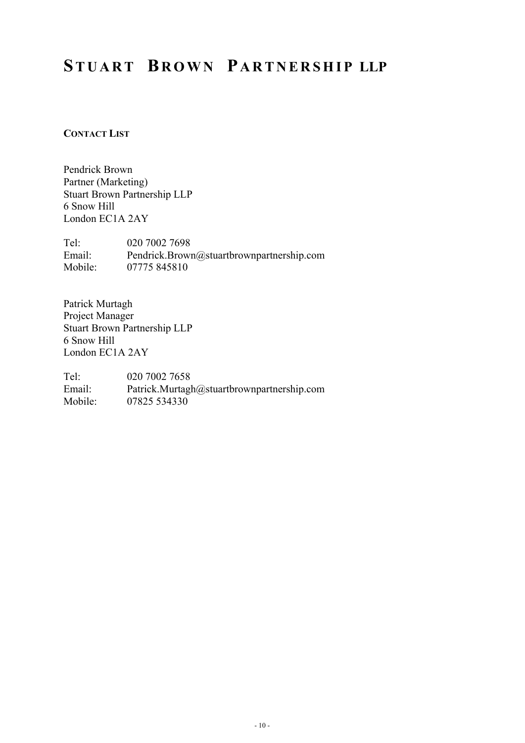# STUART BROWN PARTNERSHIP LLP

**CONTACT LIST**

Pendrick Brown
Partner (Marketing)
Stuart Brown Partnership LLP
6 Snow Hill
London EC1A 2AY

| | |
|---|---|
| Tel: | 020 7002 7698 |
| Email: | Pendrick.Brown@stuartbrownpartnership.com |
| Mobile: | 07775 845810 |

Patrick Murtagh
Project Manager
Stuart Brown Partnership LLP
6 Snow Hill
London EC1A 2AY

| | |
|---|---|
| Tel: | 020 7002 7658 |
| Email: | Patrick.Murtagh@stuartbrownpartnership.com |
| Mobile: | 07825 534330 |